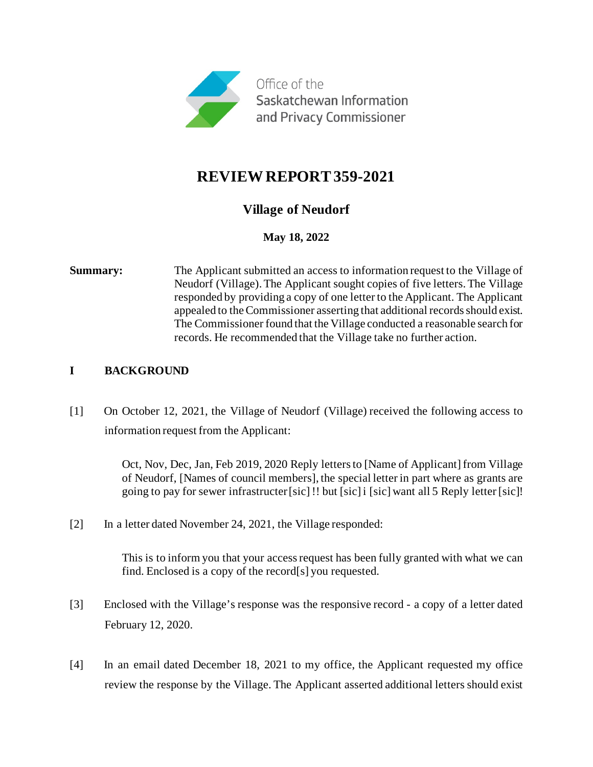Office of the Saskatchewan Information and Privacy Commissioner

# REVIEW REPORT 359-2021

## Village of Neudorf

**May 18, 2022**

**Summary:** The Applicant submitted an access to information request to the Village of Neudorf (Village). The Applicant sought copies of five letters. The Village responded by providing a copy of one letter to the Applicant. The Applicant appealed to the Commissioner asserting that additional records should exist. The Commissioner found that the Village conducted a reasonable search for records. He recommended that the Village take no further action.

## I BACKGROUND

[1] On October 12, 2021, the Village of Neudorf (Village) received the following access to information request from the Applicant:

> Oct, Nov, Dec, Jan, Feb 2019, 2020 Reply letters to [Name of Applicant] from Village of Neudorf, [Names of council members], the special letter in part where as grants are going to pay for sewer infrastructer [sic] !! but [sic] i [sic] want all 5 Reply letter [sic]!

[2] In a letter dated November 24, 2021, the Village responded:

> This is to inform you that your access request has been fully granted with what we can find. Enclosed is a copy of the record[s] you requested.

[3] Enclosed with the Village's response was the responsive record - a copy of a letter dated February 12, 2020.

[4] In an email dated December 18, 2021 to my office, the Applicant requested my office review the response by the Village. The Applicant asserted additional letters should exist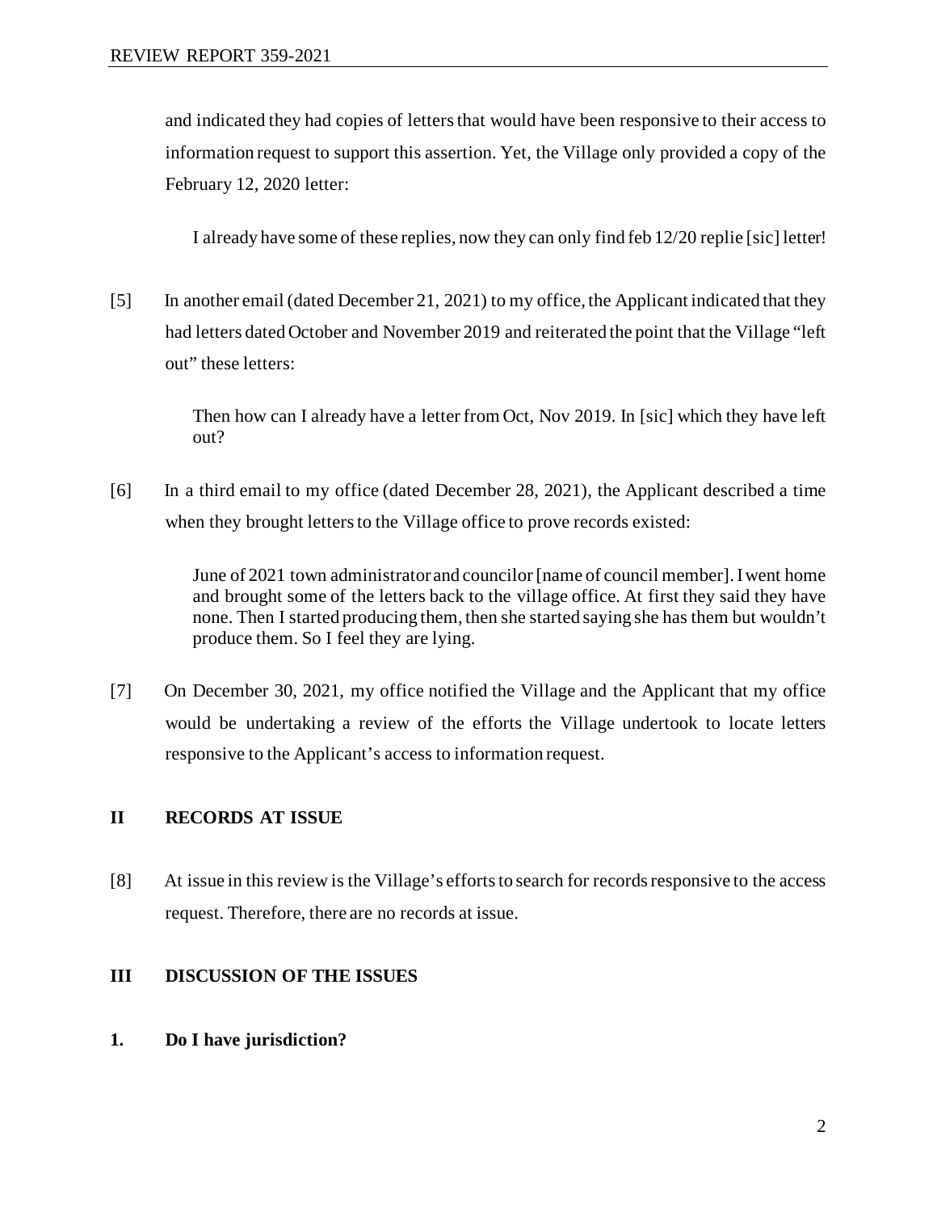and indicated they had copies of letters that would have been responsive to their access to information request to support this assertion. Yet, the Village only provided a copy of the February 12, 2020 letter:

> I already have some of these replies, now they can only find feb 12/20 replie [sic] letter!

[5] In another email (dated December 21, 2021) to my office, the Applicant indicated that they had letters dated October and November 2019 and reiterated the point that the Village "left out" these letters:

> Then how can I already have a letter from Oct, Nov 2019. In [sic] which they have left out?

[6] In a third email to my office (dated December 28, 2021), the Applicant described a time when they brought letters to the Village office to prove records existed:

> June of 2021 town administrator and councilor [name of council member]. I went home and brought some of the letters back to the village office. At first they said they have none. Then I started producing them, then she started saying she has them but wouldn't produce them. So I feel they are lying.

[7] On December 30, 2021, my office notified the Village and the Applicant that my office would be undertaking a review of the efforts the Village undertook to locate letters responsive to the Applicant's access to information request.

## II RECORDS AT ISSUE

[8] At issue in this review is the Village's efforts to search for records responsive to the access request. Therefore, there are no records at issue.

## III DISCUSSION OF THE ISSUES

### 1. Do I have jurisdiction?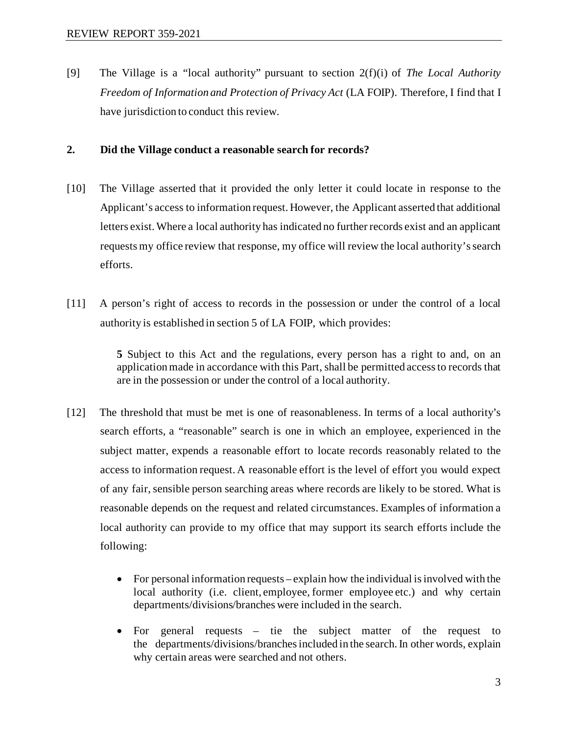[9] The Village is a "local authority" pursuant to section 2(f)(i) of *The Local Authority Freedom of Information and Protection of Privacy Act* (LA FOIP). Therefore, I find that I have jurisdiction to conduct this review.

## 2. Did the Village conduct a reasonable search for records?

[10] The Village asserted that it provided the only letter it could locate in response to the Applicant's access to information request. However, the Applicant asserted that additional letters exist. Where a local authority has indicated no further records exist and an applicant requests my office review that response, my office will review the local authority's search efforts.

[11] A person's right of access to records in the possession or under the control of a local authority is established in section 5 of LA FOIP, which provides:

> **5** Subject to this Act and the regulations, every person has a right to and, on an application made in accordance with this Part, shall be permitted access to records that are in the possession or under the control of a local authority.

[12] The threshold that must be met is one of reasonableness. In terms of a local authority's search efforts, a "reasonable" search is one in which an employee, experienced in the subject matter, expends a reasonable effort to locate records reasonably related to the access to information request. A reasonable effort is the level of effort you would expect of any fair, sensible person searching areas where records are likely to be stored. What is reasonable depends on the request and related circumstances. Examples of information a local authority can provide to my office that may support its search efforts include the following:

- For personal information requests – explain how the individual is involved with the local authority (i.e. client, employee, former employee etc.) and why certain departments/divisions/branches were included in the search.
- For general requests – tie the subject matter of the request to the departments/divisions/branches included in the search. In other words, explain why certain areas were searched and not others.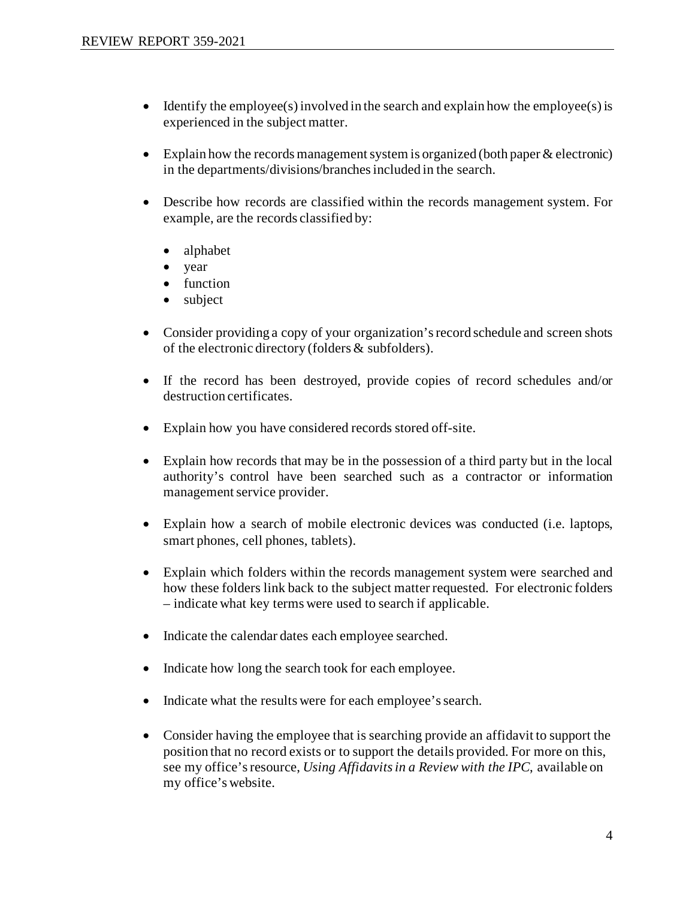- Identify the employee(s) involved in the search and explain how the employee(s) is experienced in the subject matter.
- Explain how the records management system is organized (both paper & electronic) in the departments/divisions/branches included in the search.
- Describe how records are classified within the records management system. For example, are the records classified by:
  - alphabet
  - year
  - function
  - subject
- Consider providing a copy of your organization's record schedule and screen shots of the electronic directory (folders & subfolders).
- If the record has been destroyed, provide copies of record schedules and/or destruction certificates.
- Explain how you have considered records stored off-site.
- Explain how records that may be in the possession of a third party but in the local authority's control have been searched such as a contractor or information management service provider.
- Explain how a search of mobile electronic devices was conducted (i.e. laptops, smart phones, cell phones, tablets).
- Explain which folders within the records management system were searched and how these folders link back to the subject matter requested. For electronic folders – indicate what key terms were used to search if applicable.
- Indicate the calendar dates each employee searched.
- Indicate how long the search took for each employee.
- Indicate what the results were for each employee's search.
- Consider having the employee that is searching provide an affidavit to support the position that no record exists or to support the details provided. For more on this, see my office's resource, *Using Affidavits in a Review with the IPC,* available on my office's website.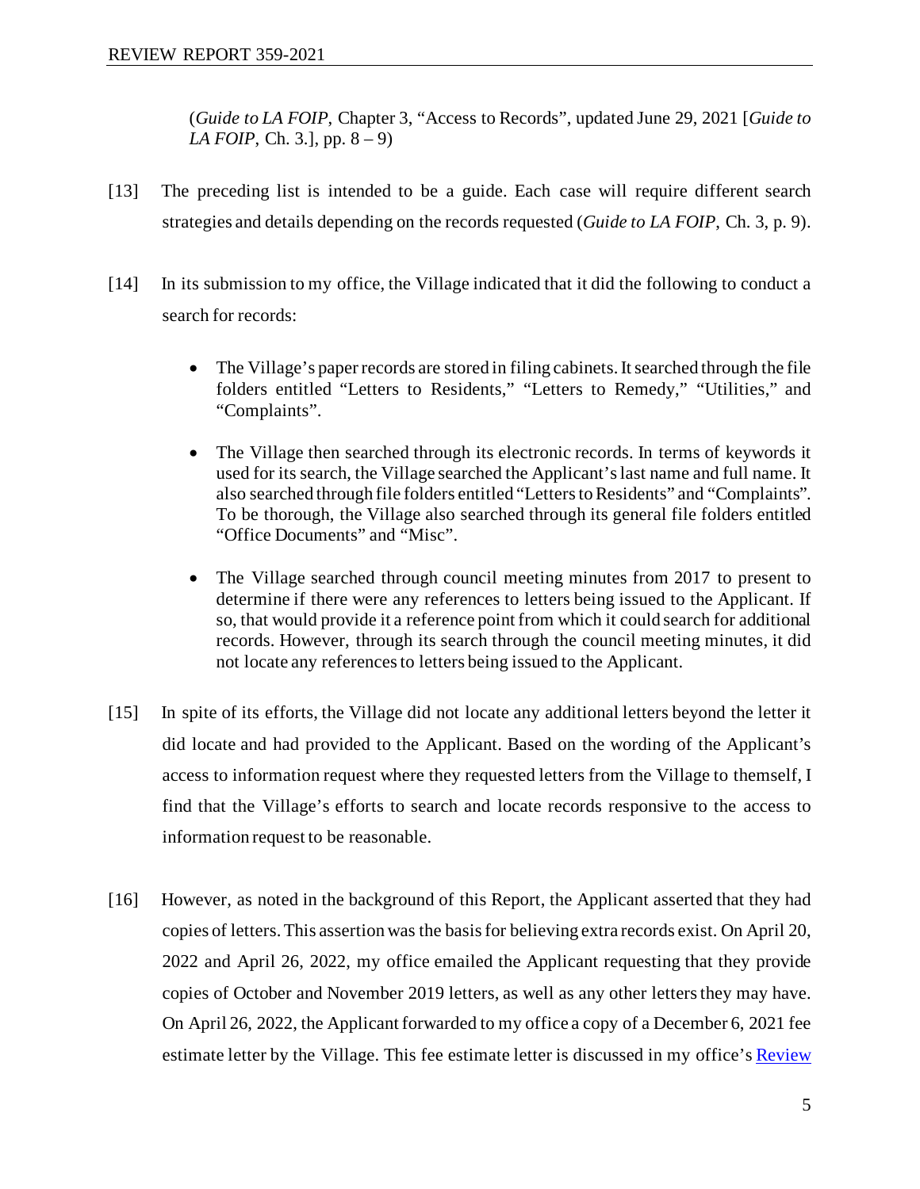(*Guide to LA FOIP*, Chapter 3, "Access to Records", updated June 29, 2021 [*Guide to LA FOIP*, Ch. 3.], pp. 8 – 9)

[13] The preceding list is intended to be a guide. Each case will require different search strategies and details depending on the records requested (*Guide to LA FOIP*, Ch. 3, p. 9).

[14] In its submission to my office, the Village indicated that it did the following to conduct a search for records:

- The Village's paper records are stored in filing cabinets. It searched through the file folders entitled "Letters to Residents," "Letters to Remedy," "Utilities," and "Complaints".
- The Village then searched through its electronic records. In terms of keywords it used for its search, the Village searched the Applicant's last name and full name. It also searched through file folders entitled "Letters to Residents" and "Complaints". To be thorough, the Village also searched through its general file folders entitled "Office Documents" and "Misc".
- The Village searched through council meeting minutes from 2017 to present to determine if there were any references to letters being issued to the Applicant. If so, that would provide it a reference point from which it could search for additional records. However, through its search through the council meeting minutes, it did not locate any references to letters being issued to the Applicant.

[15] In spite of its efforts, the Village did not locate any additional letters beyond the letter it did locate and had provided to the Applicant. Based on the wording of the Applicant's access to information request where they requested letters from the Village to themself, I find that the Village's efforts to search and locate records responsive to the access to information request to be reasonable.

[16] However, as noted in the background of this Report, the Applicant asserted that they had copies of letters. This assertion was the basis for believing extra records exist. On April 20, 2022 and April 26, 2022, my office emailed the Applicant requesting that they provide copies of October and November 2019 letters, as well as any other letters they may have. On April 26, 2022, the Applicant forwarded to my office a copy of a December 6, 2021 fee estimate letter by the Village. This fee estimate letter is discussed in my office's Review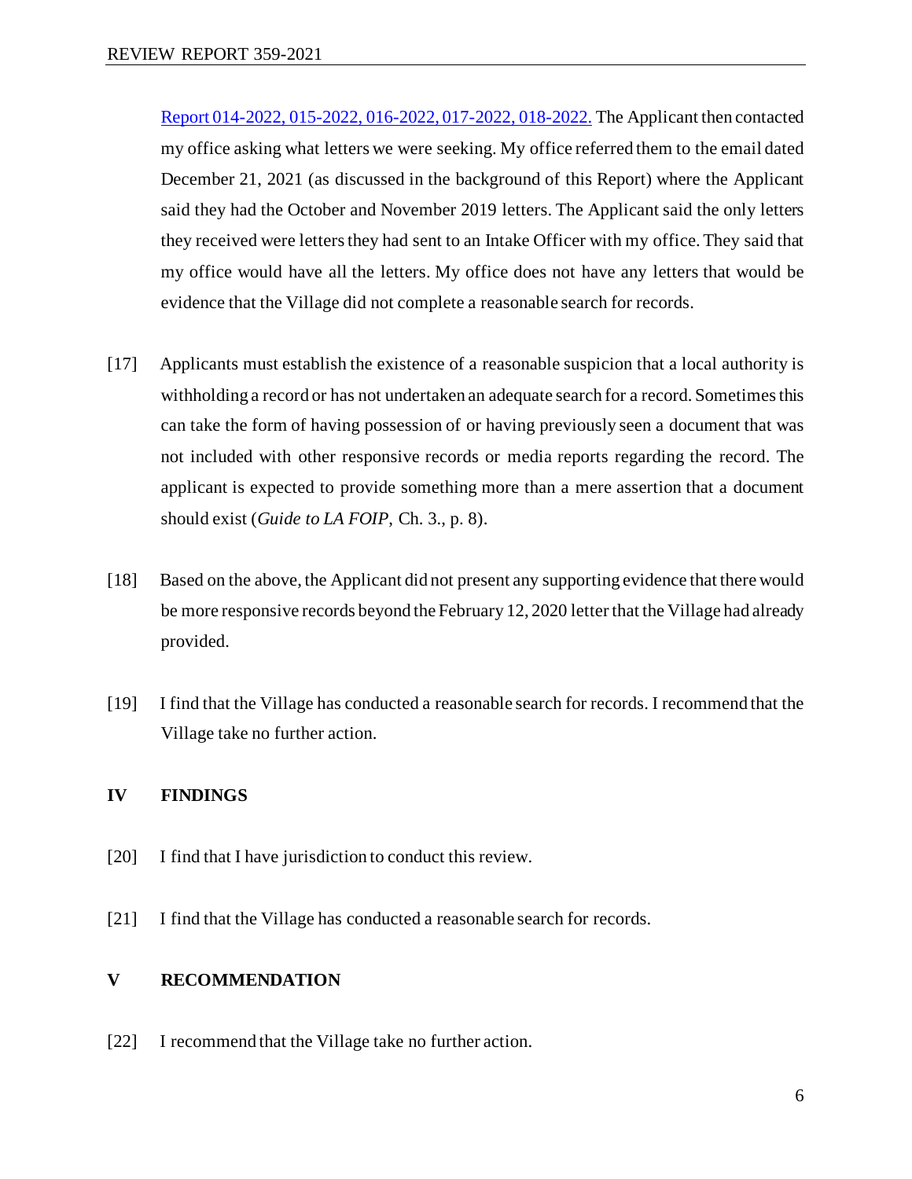Report 014-2022, 015-2022, 016-2022, 017-2022, 018-2022. The Applicant then contacted my office asking what letters we were seeking. My office referred them to the email dated December 21, 2021 (as discussed in the background of this Report) where the Applicant said they had the October and November 2019 letters. The Applicant said the only letters they received were letters they had sent to an Intake Officer with my office. They said that my office would have all the letters. My office does not have any letters that would be evidence that the Village did not complete a reasonable search for records.

[17] Applicants must establish the existence of a reasonable suspicion that a local authority is withholding a record or has not undertaken an adequate search for a record. Sometimes this can take the form of having possession of or having previously seen a document that was not included with other responsive records or media reports regarding the record. The applicant is expected to provide something more than a mere assertion that a document should exist (*Guide to LA FOIP*, Ch. 3., p. 8).

[18] Based on the above, the Applicant did not present any supporting evidence that there would be more responsive records beyond the February 12, 2020 letter that the Village had already provided.

[19] I find that the Village has conducted a reasonable search for records. I recommend that the Village take no further action.

## IV FINDINGS

[20] I find that I have jurisdiction to conduct this review.

[21] I find that the Village has conducted a reasonable search for records.

## V RECOMMENDATION

[22] I recommend that the Village take no further action.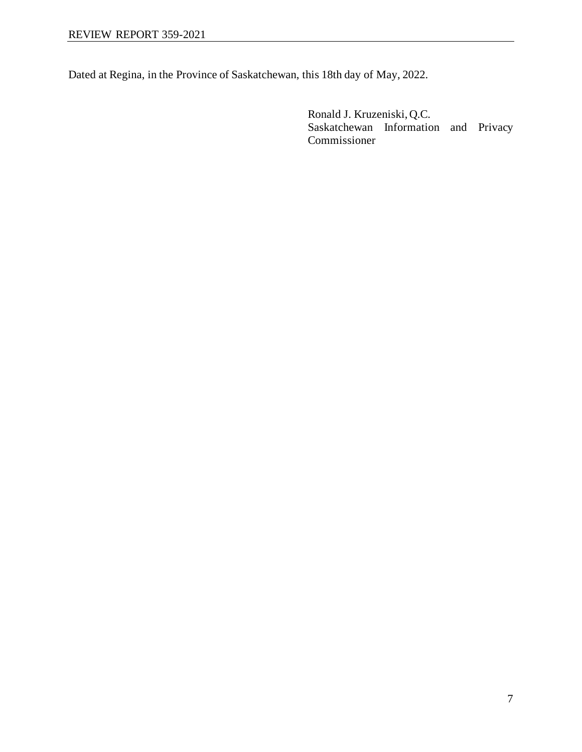Dated at Regina, in the Province of Saskatchewan, this 18th day of May, 2022.

Ronald J. Kruzeniski, Q.C.
Saskatchewan Information and Privacy Commissioner